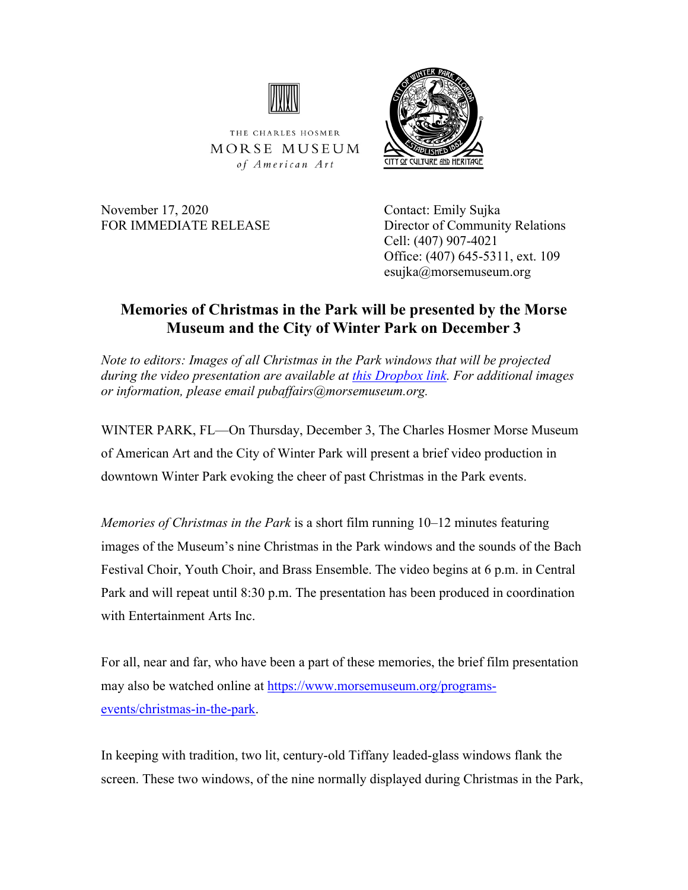THE CHARLES HOSMER
MORSE MUSEUM
*of American Art*

November 17, 2020
FOR IMMEDIATE RELEASE

Contact: Emily Sujka
Director of Community Relations
Cell: (407) 907-4021
Office: (407) 645-5311, ext. 109
esujka@morsemuseum.org

# Memories of Christmas in the Park will be presented by the Morse Museum and the City of Winter Park on December 3

*Note to editors: Images of all Christmas in the Park windows that will be projected during the video presentation are available at [this Dropbox link](). For additional images or information, please email pubaffairs@morsemuseum.org.*

WINTER PARK, FL—On Thursday, December 3, The Charles Hosmer Morse Museum of American Art and the City of Winter Park will present a brief video production in downtown Winter Park evoking the cheer of past Christmas in the Park events.

*Memories of Christmas in the Park* is a short film running 10–12 minutes featuring images of the Museum's nine Christmas in the Park windows and the sounds of the Bach Festival Choir, Youth Choir, and Brass Ensemble. The video begins at 6 p.m. in Central Park and will repeat until 8:30 p.m. The presentation has been produced in coordination with Entertainment Arts Inc.

For all, near and far, who have been a part of these memories, the brief film presentation may also be watched online at [https://www.morsemuseum.org/programs-events/christmas-in-the-park](https://www.morsemuseum.org/programs-events/christmas-in-the-park).

In keeping with tradition, two lit, century-old Tiffany leaded-glass windows flank the screen. These two windows, of the nine normally displayed during Christmas in the Park,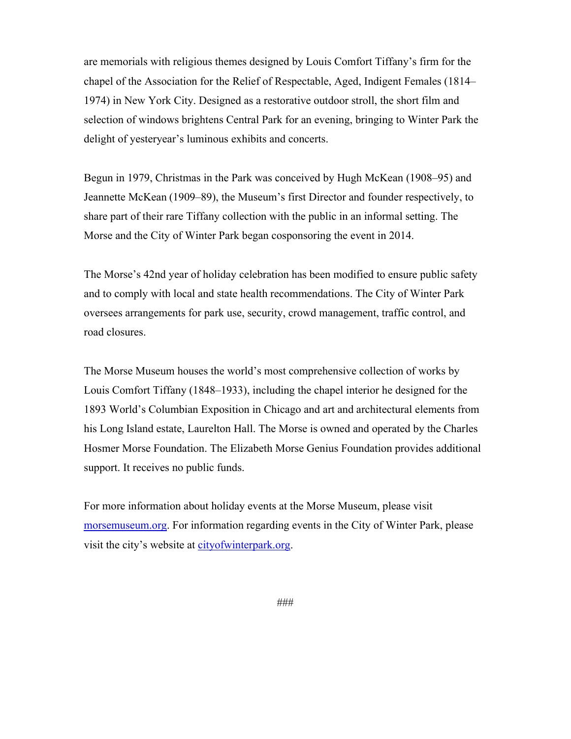are memorials with religious themes designed by Louis Comfort Tiffany's firm for the chapel of the Association for the Relief of Respectable, Aged, Indigent Females (1814–1974) in New York City. Designed as a restorative outdoor stroll, the short film and selection of windows brightens Central Park for an evening, bringing to Winter Park the delight of yesteryear's luminous exhibits and concerts.

Begun in 1979, Christmas in the Park was conceived by Hugh McKean (1908–95) and Jeannette McKean (1909–89), the Museum's first Director and founder respectively, to share part of their rare Tiffany collection with the public in an informal setting. The Morse and the City of Winter Park began cosponsoring the event in 2014.

The Morse's 42nd year of holiday celebration has been modified to ensure public safety and to comply with local and state health recommendations. The City of Winter Park oversees arrangements for park use, security, crowd management, traffic control, and road closures.

The Morse Museum houses the world's most comprehensive collection of works by Louis Comfort Tiffany (1848–1933), including the chapel interior he designed for the 1893 World's Columbian Exposition in Chicago and art and architectural elements from his Long Island estate, Laurelton Hall. The Morse is owned and operated by the Charles Hosmer Morse Foundation. The Elizabeth Morse Genius Foundation provides additional support. It receives no public funds.

For more information about holiday events at the Morse Museum, please visit [morsemuseum.org](morsemuseum.org). For information regarding events in the City of Winter Park, please visit the city's website at [cityofwinterpark.org](cityofwinterpark.org).

###